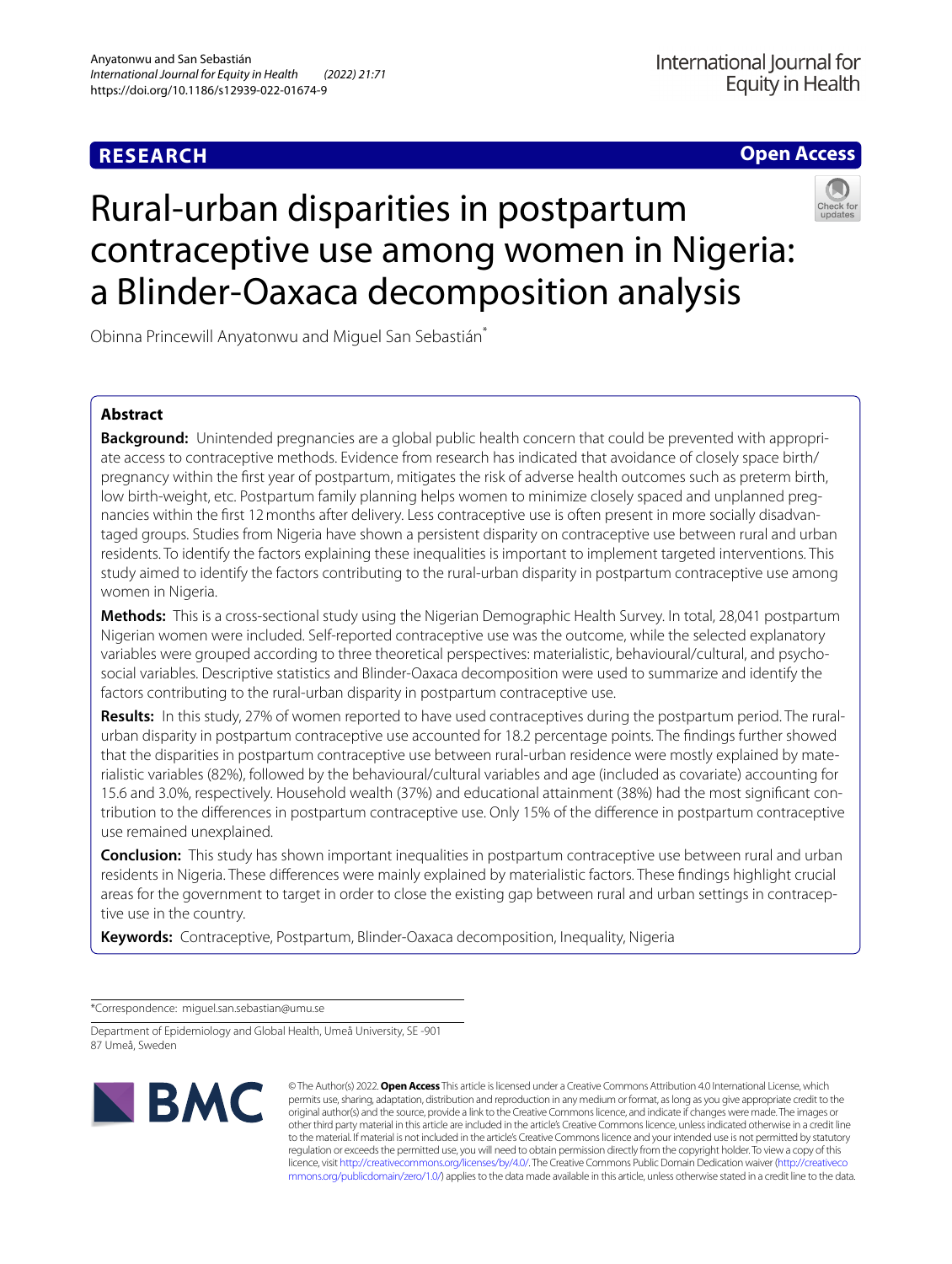**RESEARCH** **Open Access**

# Rural-urban disparities in postpartum contraceptive use among women in Nigeria: a Blinder-Oaxaca decomposition analysis

Obinna Princewill Anyatonwu and Miguel San Sebastián*

## Abstract

**Background:** Unintended pregnancies are a global public health concern that could be prevented with appropriate access to contraceptive methods. Evidence from research has indicated that avoidance of closely space birth/pregnancy within the first year of postpartum, mitigates the risk of adverse health outcomes such as preterm birth, low birth-weight, etc. Postpartum family planning helps women to minimize closely spaced and unplanned pregnancies within the first 12 months after delivery. Less contraceptive use is often present in more socially disadvantaged groups. Studies from Nigeria have shown a persistent disparity on contraceptive use between rural and urban residents. To identify the factors explaining these inequalities is important to implement targeted interventions. This study aimed to identify the factors contributing to the rural-urban disparity in postpartum contraceptive use among women in Nigeria.

**Methods:** This is a cross-sectional study using the Nigerian Demographic Health Survey. In total, 28,041 postpartum Nigerian women were included. Self-reported contraceptive use was the outcome, while the selected explanatory variables were grouped according to three theoretical perspectives: materialistic, behavioural/cultural, and psychosocial variables. Descriptive statistics and Blinder-Oaxaca decomposition were used to summarize and identify the factors contributing to the rural-urban disparity in postpartum contraceptive use.

**Results:** In this study, 27% of women reported to have used contraceptives during the postpartum period. The rural-urban disparity in postpartum contraceptive use accounted for 18.2 percentage points. The findings further showed that the disparities in postpartum contraceptive use between rural-urban residence were mostly explained by materialistic variables (82%), followed by the behavioural/cultural variables and age (included as covariate) accounting for 15.6 and 3.0%, respectively. Household wealth (37%) and educational attainment (38%) had the most significant contribution to the differences in postpartum contraceptive use. Only 15% of the difference in postpartum contraceptive use remained unexplained.

**Conclusion:** This study has shown important inequalities in postpartum contraceptive use between rural and urban residents in Nigeria. These differences were mainly explained by materialistic factors. These findings highlight crucial areas for the government to target in order to close the existing gap between rural and urban settings in contraceptive use in the country.

**Keywords:** Contraceptive, Postpartum, Blinder-Oaxaca decomposition, Inequality, Nigeria

*Correspondence: miguel.san.sebastian@umu.se

Department of Epidemiology and Global Health, Umeå University, SE -901 87 Umeå, Sweden

© The Author(s) 2022. **Open Access** This article is licensed under a Creative Commons Attribution 4.0 International License, which permits use, sharing, adaptation, distribution and reproduction in any medium or format, as long as you give appropriate credit to the original author(s) and the source, provide a link to the Creative Commons licence, and indicate if changes were made. The images or other third party material in this article are included in the article's Creative Commons licence, unless indicated otherwise in a credit line to the material. If material is not included in the article's Creative Commons licence and your intended use is not permitted by statutory regulation or exceeds the permitted use, you will need to obtain permission directly from the copyright holder. To view a copy of this licence, visit http://creativecommons.org/licenses/by/4.0/. The Creative Commons Public Domain Dedication waiver (http://creativecommons.org/publicdomain/zero/1.0/) applies to the data made available in this article, unless otherwise stated in a credit line to the data.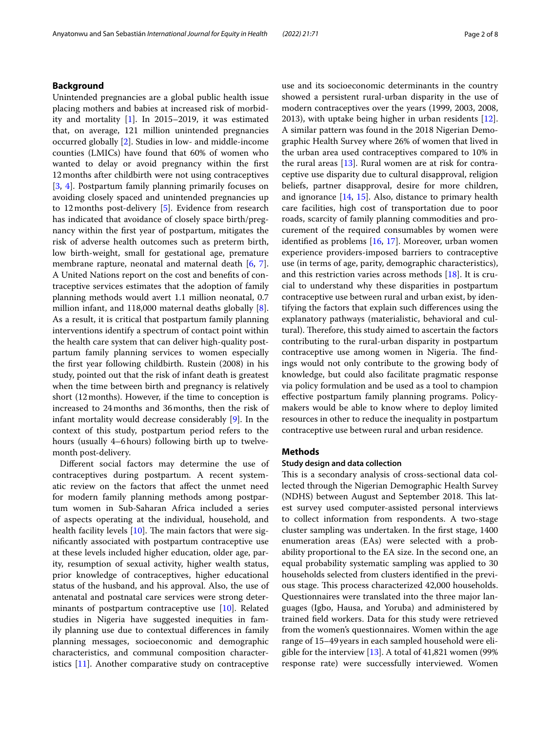## Background

Unintended pregnancies are a global public health issue placing mothers and babies at increased risk of morbidity and mortality [1]. In 2015–2019, it was estimated that, on average, 121 million unintended pregnancies occurred globally [2]. Studies in low- and middle-income counties (LMICs) have found that 60% of women who wanted to delay or avoid pregnancy within the first 12 months after childbirth were not using contraceptives [3, 4]. Postpartum family planning primarily focuses on avoiding closely spaced and unintended pregnancies up to 12 months post-delivery [5]. Evidence from research has indicated that avoidance of closely space birth/pregnancy within the first year of postpartum, mitigates the risk of adverse health outcomes such as preterm birth, low birth-weight, small for gestational age, premature membrane rapture, neonatal and maternal death [6, 7]. A United Nations report on the cost and benefits of contraceptive services estimates that the adoption of family planning methods would avert 1.1 million neonatal, 0.7 million infant, and 118,000 maternal deaths globally [8]. As a result, it is critical that postpartum family planning interventions identify a spectrum of contact point within the health care system that can deliver high-quality postpartum family planning services to women especially the first year following childbirth. Rustein (2008) in his study, pointed out that the risk of infant death is greatest when the time between birth and pregnancy is relatively short (12 months). However, if the time to conception is increased to 24 months and 36 months, then the risk of infant mortality would decrease considerably [9]. In the context of this study, postpartum period refers to the hours (usually 4–6 hours) following birth up to twelve-month post-delivery.

Different social factors may determine the use of contraceptives during postpartum. A recent systematic review on the factors that affect the unmet need for modern family planning methods among postpartum women in Sub-Saharan Africa included a series of aspects operating at the individual, household, and health facility levels [10]. The main factors that were significantly associated with postpartum contraceptive use at these levels included higher education, older age, parity, resumption of sexual activity, higher wealth status, prior knowledge of contraceptives, higher educational status of the husband, and his approval. Also, the use of antenatal and postnatal care services were strong determinants of postpartum contraceptive use [10]. Related studies in Nigeria have suggested inequities in family planning use due to contextual differences in family planning messages, socioeconomic and demographic characteristics, and communal composition characteristics [11]. Another comparative study on contraceptive use and its socioeconomic determinants in the country showed a persistent rural-urban disparity in the use of modern contraceptives over the years (1999, 2003, 2008, 2013), with uptake being higher in urban residents [12]. A similar pattern was found in the 2018 Nigerian Demographic Health Survey where 26% of women that lived in the urban area used contraceptives compared to 10% in the rural areas [13]. Rural women are at risk for contraceptive use disparity due to cultural disapproval, religion beliefs, partner disapproval, desire for more children, and ignorance [14, 15]. Also, distance to primary health care facilities, high cost of transportation due to poor roads, scarcity of family planning commodities and procurement of the required consumables by women were identified as problems [16, 17]. Moreover, urban women experience providers-imposed barriers to contraceptive use (in terms of age, parity, demographic characteristics), and this restriction varies across methods [18]. It is crucial to understand why these disparities in postpartum contraceptive use between rural and urban exist, by identifying the factors that explain such differences using the explanatory pathways (materialistic, behavioral and cultural). Therefore, this study aimed to ascertain the factors contributing to the rural-urban disparity in postpartum contraceptive use among women in Nigeria. The findings would not only contribute to the growing body of knowledge, but could also facilitate pragmatic response via policy formulation and be used as a tool to champion effective postpartum family planning programs. Policymakers would be able to know where to deploy limited resources in other to reduce the inequality in postpartum contraceptive use between rural and urban residence.

## Methods

### Study design and data collection

This is a secondary analysis of cross-sectional data collected through the Nigerian Demographic Health Survey (NDHS) between August and September 2018. This latest survey used computer-assisted personal interviews to collect information from respondents. A two-stage cluster sampling was undertaken. In the first stage, 1400 enumeration areas (EAs) were selected with a probability proportional to the EA size. In the second one, an equal probability systematic sampling was applied to 30 households selected from clusters identified in the previous stage. This process characterized 42,000 households. Questionnaires were translated into the three major languages (Igbo, Hausa, and Yoruba) and administered by trained field workers. Data for this study were retrieved from the women's questionnaires. Women within the age range of 15–49 years in each sampled household were eligible for the interview [13]. A total of 41,821 women (99% response rate) were successfully interviewed. Women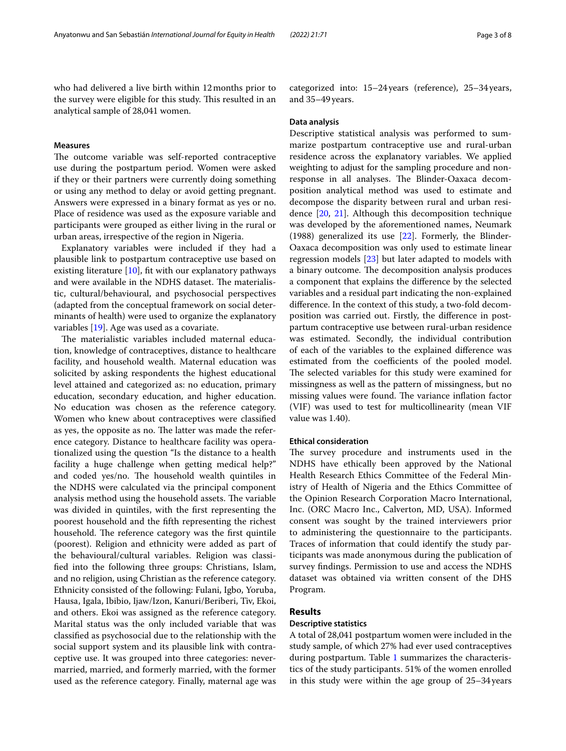who had delivered a live birth within 12 months prior to the survey were eligible for this study. This resulted in an analytical sample of 28,041 women.

### Measures

The outcome variable was self-reported contraceptive use during the postpartum period. Women were asked if they or their partners were currently doing something or using any method to delay or avoid getting pregnant. Answers were expressed in a binary format as yes or no. Place of residence was used as the exposure variable and participants were grouped as either living in the rural or urban areas, irrespective of the region in Nigeria.

Explanatory variables were included if they had a plausible link to postpartum contraceptive use based on existing literature [10], fit with our explanatory pathways and were available in the NDHS dataset. The materialistic, cultural/behavioural, and psychosocial perspectives (adapted from the conceptual framework on social determinants of health) were used to organize the explanatory variables [19]. Age was used as a covariate.

The materialistic variables included maternal education, knowledge of contraceptives, distance to healthcare facility, and household wealth. Maternal education was solicited by asking respondents the highest educational level attained and categorized as: no education, primary education, secondary education, and higher education. No education was chosen as the reference category. Women who knew about contraceptives were classified as yes, the opposite as no. The latter was made the reference category. Distance to healthcare facility was operationalized using the question "Is the distance to a health facility a huge challenge when getting medical help?" and coded yes/no. The household wealth quintiles in the NDHS were calculated via the principal component analysis method using the household assets. The variable was divided in quintiles, with the first representing the poorest household and the fifth representing the richest household. The reference category was the first quintile (poorest). Religion and ethnicity were added as part of the behavioural/cultural variables. Religion was classified into the following three groups: Christians, Islam, and no religion, using Christian as the reference category. Ethnicity consisted of the following: Fulani, Igbo, Yoruba, Hausa, Igala, Ibibio, Ijaw/Izon, Kanuri/Beriberi, Tiv, Ekoi, and others. Ekoi was assigned as the reference category. Marital status was the only included variable that was classified as psychosocial due to the relationship with the social support system and its plausible link with contraceptive use. It was grouped into three categories: never-married, married, and formerly married, with the former used as the reference category. Finally, maternal age was categorized into: 15–24 years (reference), 25–34 years, and 35–49 years.

### Data analysis

Descriptive statistical analysis was performed to summarize postpartum contraceptive use and rural-urban residence across the explanatory variables. We applied weighting to adjust for the sampling procedure and non-response in all analyses. The Blinder-Oaxaca decomposition analytical method was used to estimate and decompose the disparity between rural and urban residence [20, 21]. Although this decomposition technique was developed by the aforementioned names, Neumark (1988) generalized its use [22]. Formerly, the Blinder-Oaxaca decomposition was only used to estimate linear regression models [23] but later adapted to models with a binary outcome. The decomposition analysis produces a component that explains the difference by the selected variables and a residual part indicating the non-explained difference. In the context of this study, a two-fold decomposition was carried out. Firstly, the difference in postpartum contraceptive use between rural-urban residence was estimated. Secondly, the individual contribution of each of the variables to the explained difference was estimated from the coefficients of the pooled model. The selected variables for this study were examined for missingness as well as the pattern of missingness, but no missing values were found. The variance inflation factor (VIF) was used to test for multicollinearity (mean VIF value was 1.40).

### Ethical consideration

The survey procedure and instruments used in the NDHS have ethically been approved by the National Health Research Ethics Committee of the Federal Ministry of Health of Nigeria and the Ethics Committee of the Opinion Research Corporation Macro International, Inc. (ORC Macro Inc., Calverton, MD, USA). Informed consent was sought by the trained interviewers prior to administering the questionnaire to the participants. Traces of information that could identify the study participants was made anonymous during the publication of survey findings. Permission to use and access the NDHS dataset was obtained via written consent of the DHS Program.

## Results

### Descriptive statistics

A total of 28,041 postpartum women were included in the study sample, of which 27% had ever used contraceptives during postpartum. Table 1 summarizes the characteristics of the study participants. 51% of the women enrolled in this study were within the age group of 25–34 years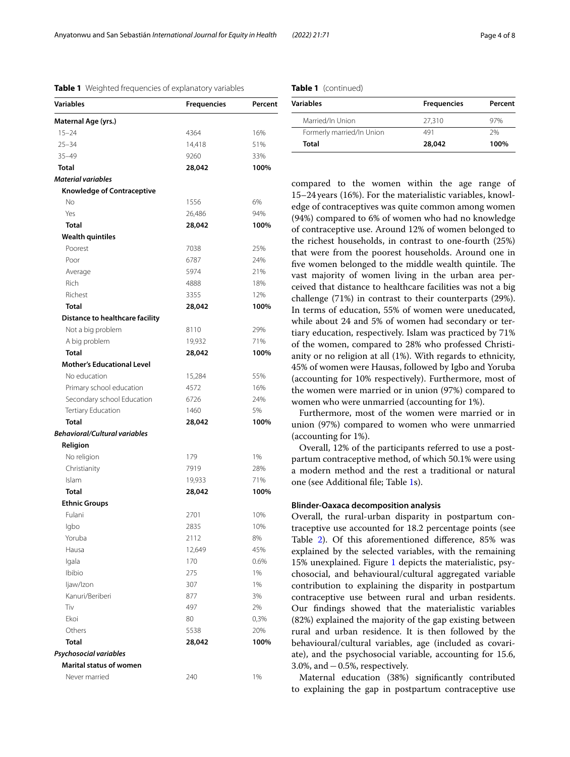**Table 1** Weighted frequencies of explanatory variables

| Variables | Frequencies | Percent |
|---|---|---|
| **Maternal Age (yrs.)** | | |
| 15–24 | 4364 | 16% |
| 25–34 | 14,418 | 51% |
| 35–49 | 9260 | 33% |
| **Total** | **28,042** | **100%** |
| ***Material variables*** | | |
| **Knowledge of Contraceptive** | | |
| No | 1556 | 6% |
| Yes | 26,486 | 94% |
| **Total** | **28,042** | **100%** |
| **Wealth quintiles** | | |
| Poorest | 7038 | 25% |
| Poor | 6787 | 24% |
| Average | 5974 | 21% |
| Rich | 4888 | 18% |
| Richest | 3355 | 12% |
| **Total** | **28,042** | **100%** |
| **Distance to healthcare facility** | | |
| Not a big problem | 8110 | 29% |
| A big problem | 19,932 | 71% |
| **Total** | **28,042** | **100%** |
| **Mother's Educational Level** | | |
| No education | 15,284 | 55% |
| Primary school education | 4572 | 16% |
| Secondary school Education | 6726 | 24% |
| Tertiary Education | 1460 | 5% |
| **Total** | **28,042** | **100%** |
| ***Behavioral/Cultural variables*** | | |
| **Religion** | | |
| No religion | 179 | 1% |
| Christianity | 7919 | 28% |
| Islam | 19,933 | 71% |
| **Total** | **28,042** | **100%** |
| **Ethnic Groups** | | |
| Fulani | 2701 | 10% |
| Igbo | 2835 | 10% |
| Yoruba | 2112 | 8% |
| Hausa | 12,649 | 45% |
| Igala | 170 | 0.6% |
| Ibibio | 275 | 1% |
| Ijaw/Izon | 307 | 1% |
| Kanuri/Beriberi | 877 | 3% |
| Tiv | 497 | 2% |
| Ekoi | 80 | 0,3% |
| Others | 5538 | 20% |
| **Total** | **28,042** | **100%** |
| ***Psychosocial variables*** | | |
| **Marital status of women** | | |
| Never married | 240 | 1% |
| Married/In Union | 27,310 | 97% |
| Formerly married/In Union | 491 | 2% |
| **Total** | **28,042** | **100%** |

compared to the women within the age range of 15–24 years (16%). For the materialistic variables, knowledge of contraceptives was quite common among women (94%) compared to 6% of women who had no knowledge of contraceptive use. Around 12% of women belonged to the richest households, in contrast to one-fourth (25%) that were from the poorest households. Around one in five women belonged to the middle wealth quintile. The vast majority of women living in the urban area perceived that distance to healthcare facilities was not a big challenge (71%) in contrast to their counterparts (29%). In terms of education, 55% of women were uneducated, while about 24 and 5% of women had secondary or tertiary education, respectively. Islam was practiced by 71% of the women, compared to 28% who professed Christianity or no religion at all (1%). With regards to ethnicity, 45% of women were Hausas, followed by Igbo and Yoruba (accounting for 10% respectively). Furthermore, most of the women were married or in union (97%) compared to women who were unmarried (accounting for 1%).

Furthermore, most of the women were married or in union (97%) compared to women who were unmarried (accounting for 1%).

Overall, 12% of the participants referred to use a postpartum contraceptive method, of which 50.1% were using a modern method and the rest a traditional or natural one (see Additional file; Table 1s).

### Blinder-Oaxaca decomposition analysis

Overall, the rural-urban disparity in postpartum contraceptive use accounted for 18.2 percentage points (see Table 2). Of this aforementioned difference, 85% was explained by the selected variables, with the remaining 15% unexplained. Figure 1 depicts the materialistic, psychosocial, and behavioural/cultural aggregated variable contribution to explaining the disparity in postpartum contraceptive use between rural and urban residents. Our findings showed that the materialistic variables (82%) explained the majority of the gap existing between rural and urban residence. It is then followed by the behavioural/cultural variables, age (included as covariate), and the psychosocial variable, accounting for 15.6, 3.0%, and −0.5%, respectively.

Maternal education (38%) significantly contributed to explaining the gap in postpartum contraceptive use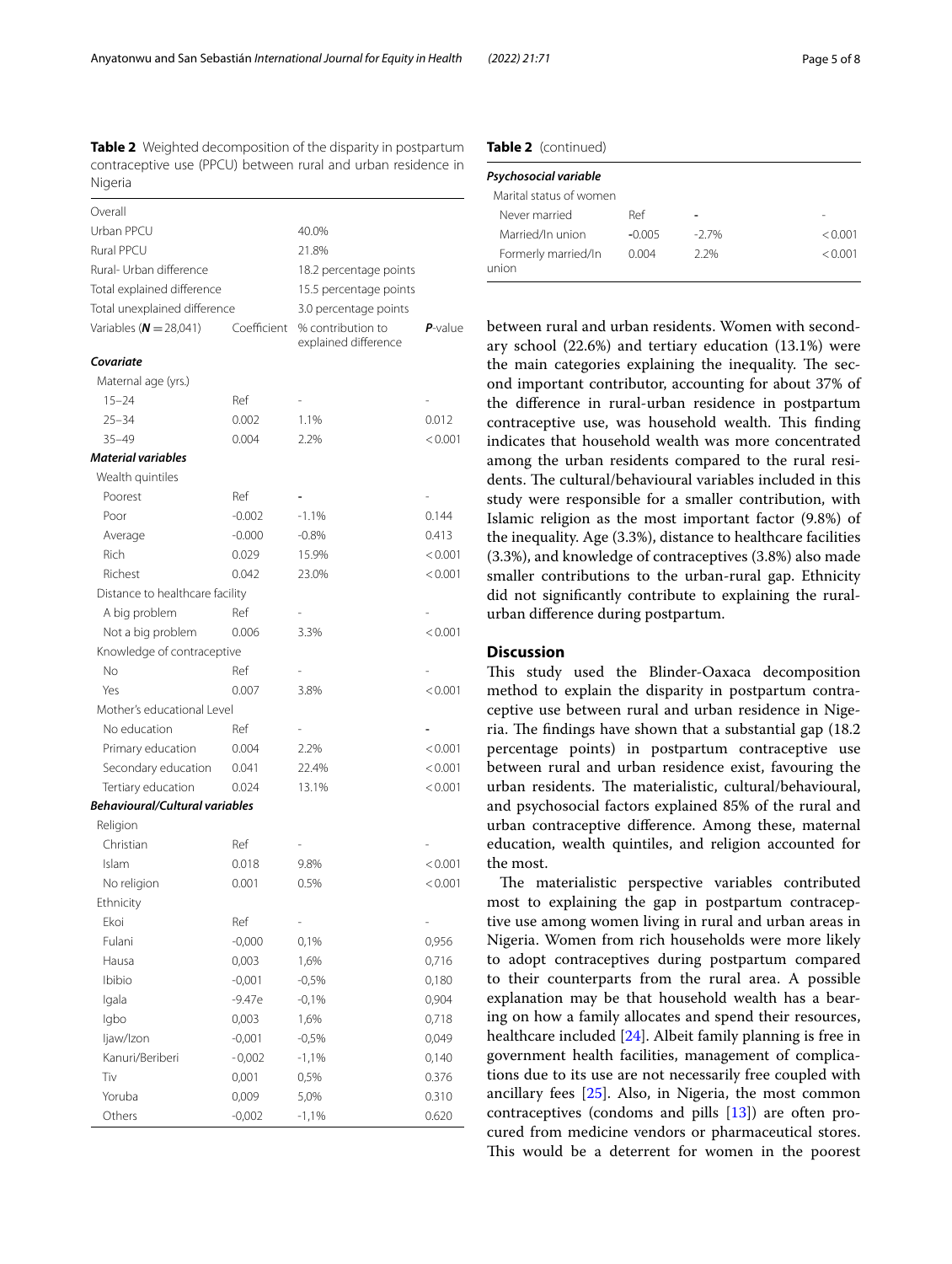**Table 2** Weighted decomposition of the disparity in postpartum contraceptive use (PPCU) between rural and urban residence in Nigeria

| | | | |
|---|---|---|---|
| Overall | | | |
| Urban PPCU | | 40.0% | |
| Rural PPCU | | 21.8% | |
| Rural- Urban difference | | 18.2 percentage points | |
| Total explained difference | | 15.5 percentage points | |
| Total unexplained difference | | 3.0 percentage points | |
| Variables (***N*** = 28,041) | Coefficient | % contribution to explained difference | ***P*-value** |
| ***Covariate*** | | | |
| Maternal age (yrs.) | | | |
| 15–24 | Ref | - | - |
| 25–34 | 0.002 | 1.1% | 0.012 |
| 35–49 | 0.004 | 2.2% | < 0.001 |
| ***Material variables*** | | | |
| Wealth quintiles | | | |
| Poorest | Ref | - | - |
| Poor | -0.002 | -1.1% | 0.144 |
| Average | -0.000 | -0.8% | 0.413 |
| Rich | 0.029 | 15.9% | < 0.001 |
| Richest | 0.042 | 23.0% | < 0.001 |
| Distance to healthcare facility | | | |
| A big problem | Ref | - | - |
| Not a big problem | 0.006 | 3.3% | < 0.001 |
| Knowledge of contraceptive | | | |
| No | Ref | - | - |
| Yes | 0.007 | 3.8% | < 0.001 |
| Mother's educational Level | | | |
| No education | Ref | - | - |
| Primary education | 0.004 | 2.2% | < 0.001 |
| Secondary education | 0.041 | 22.4% | < 0.001 |
| Tertiary education | 0.024 | 13.1% | < 0.001 |
| ***Behavioural/Cultural variables*** | | | |
| Religion | | | |
| Christian | Ref | - | - |
| Islam | 0.018 | 9.8% | < 0.001 |
| No religion | 0.001 | 0.5% | < 0.001 |
| Ethnicity | | | |
| Ekoi | Ref | - | - |
| Fulani | -0,000 | 0,1% | 0,956 |
| Hausa | 0,003 | 1,6% | 0,716 |
| Ibibio | -0,001 | -0,5% | 0,180 |
| Igala | -9.47e | -0,1% | 0,904 |
| Igbo | 0,003 | 1,6% | 0,718 |
| Ijaw/Izon | -0,001 | -0,5% | 0,049 |
| Kanuri/Beriberi | -0,002 | -1,1% | 0,140 |
| Tiv | 0,001 | 0,5% | 0.376 |
| Yoruba | 0,009 | 5,0% | 0.310 |
| Others | -0,002 | -1,1% | 0.620 |
| ***Psychosocial variable*** | | | |
| Marital status of women | | | |
| Never married | Ref | - | - |
| Married/In union | -0.005 | -2.7% | < 0.001 |
| Formerly married/In union | 0.004 | 2.2% | < 0.001 |

between rural and urban residents. Women with secondary school (22.6%) and tertiary education (13.1%) were the main categories explaining the inequality. The second important contributor, accounting for about 37% of the difference in rural-urban residence in postpartum contraceptive use, was household wealth. This finding indicates that household wealth was more concentrated among the urban residents compared to the rural residents. The cultural/behavioural variables included in this study were responsible for a smaller contribution, with Islamic religion as the most important factor (9.8%) of the inequality. Age (3.3%), distance to healthcare facilities (3.3%), and knowledge of contraceptives (3.8%) also made smaller contributions to the urban-rural gap. Ethnicity did not significantly contribute to explaining the rural-urban difference during postpartum.

## Discussion

This study used the Blinder-Oaxaca decomposition method to explain the disparity in postpartum contraceptive use between rural and urban residence in Nigeria. The findings have shown that a substantial gap (18.2 percentage points) in postpartum contraceptive use between rural and urban residence exist, favouring the urban residents. The materialistic, cultural/behavioural, and psychosocial factors explained 85% of the rural and urban contraceptive difference. Among these, maternal education, wealth quintiles, and religion accounted for the most.

The materialistic perspective variables contributed most to explaining the gap in postpartum contraceptive use among women living in rural and urban areas in Nigeria. Women from rich households were more likely to adopt contraceptives during postpartum compared to their counterparts from the rural area. A possible explanation may be that household wealth has a bearing on how a family allocates and spend their resources, healthcare included [24]. Albeit family planning is free in government health facilities, management of complications due to its use are not necessarily free coupled with ancillary fees [25]. Also, in Nigeria, the most common contraceptives (condoms and pills [13]) are often procured from medicine vendors or pharmaceutical stores. This would be a deterrent for women in the poorest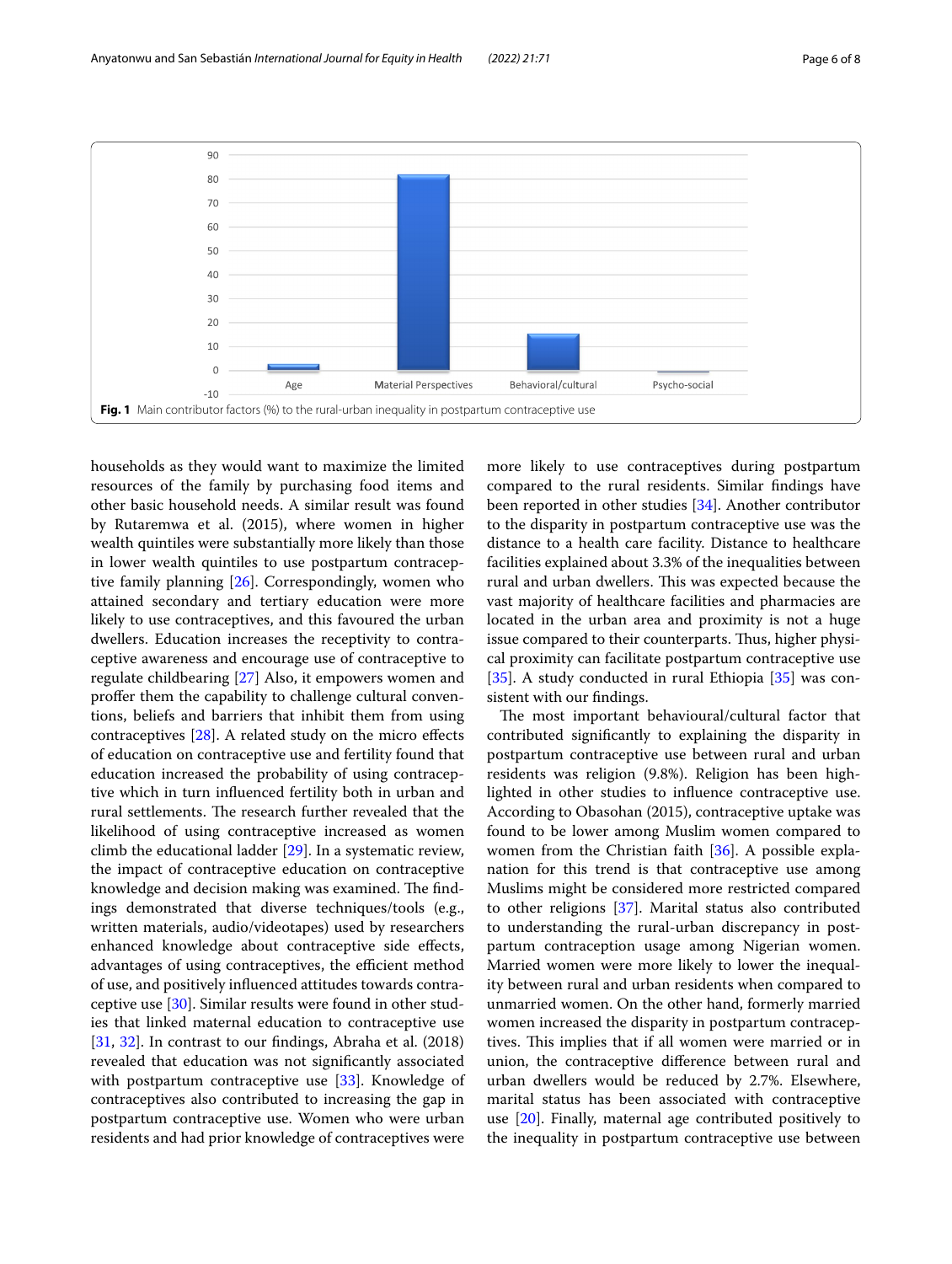Fig. 1 Main contributor factors (%) to the rural-urban inequality in postpartum contraceptive use

households as they would want to maximize the limited resources of the family by purchasing food items and other basic household needs. A similar result was found by Rutaremwa et al. (2015), where women in higher wealth quintiles were substantially more likely than those in lower wealth quintiles to use postpartum contraceptive family planning [26]. Correspondingly, women who attained secondary and tertiary education were more likely to use contraceptives, and this favoured the urban dwellers. Education increases the receptivity to contraceptive awareness and encourage use of contraceptive to regulate childbearing [27] Also, it empowers women and proffer them the capability to challenge cultural conventions, beliefs and barriers that inhibit them from using contraceptives [28]. A related study on the micro effects of education on contraceptive use and fertility found that education increased the probability of using contraceptive which in turn influenced fertility both in urban and rural settlements. The research further revealed that the likelihood of using contraceptive increased as women climb the educational ladder [29]. In a systematic review, the impact of contraceptive education on contraceptive knowledge and decision making was examined. The findings demonstrated that diverse techniques/tools (e.g., written materials, audio/videotapes) used by researchers enhanced knowledge about contraceptive side effects, advantages of using contraceptives, the efficient method of use, and positively influenced attitudes towards contraceptive use [30]. Similar results were found in other studies that linked maternal education to contraceptive use [31, 32]. In contrast to our findings, Abraha et al. (2018) revealed that education was not significantly associated with postpartum contraceptive use [33]. Knowledge of contraceptives also contributed to increasing the gap in postpartum contraceptive use. Women who were urban residents and had prior knowledge of contraceptives were more likely to use contraceptives during postpartum compared to the rural residents. Similar findings have been reported in other studies [34]. Another contributor to the disparity in postpartum contraceptive use was the distance to a health care facility. Distance to healthcare facilities explained about 3.3% of the inequalities between rural and urban dwellers. This was expected because the vast majority of healthcare facilities and pharmacies are located in the urban area and proximity is not a huge issue compared to their counterparts. Thus, higher physical proximity can facilitate postpartum contraceptive use [35]. A study conducted in rural Ethiopia [35] was consistent with our findings.

The most important behavioural/cultural factor that contributed significantly to explaining the disparity in postpartum contraceptive use between rural and urban residents was religion (9.8%). Religion has been highlighted in other studies to influence contraceptive use. According to Obasohan (2015), contraceptive uptake was found to be lower among Muslim women compared to women from the Christian faith [36]. A possible explanation for this trend is that contraceptive use among Muslims might be considered more restricted compared to other religions [37]. Marital status also contributed to understanding the rural-urban discrepancy in postpartum contraception usage among Nigerian women. Married women were more likely to lower the inequality between rural and urban residents when compared to unmarried women. On the other hand, formerly married women increased the disparity in postpartum contraceptives. This implies that if all women were married or in union, the contraceptive difference between rural and urban dwellers would be reduced by 2.7%. Elsewhere, marital status has been associated with contraceptive use [20]. Finally, maternal age contributed positively to the inequality in postpartum contraceptive use between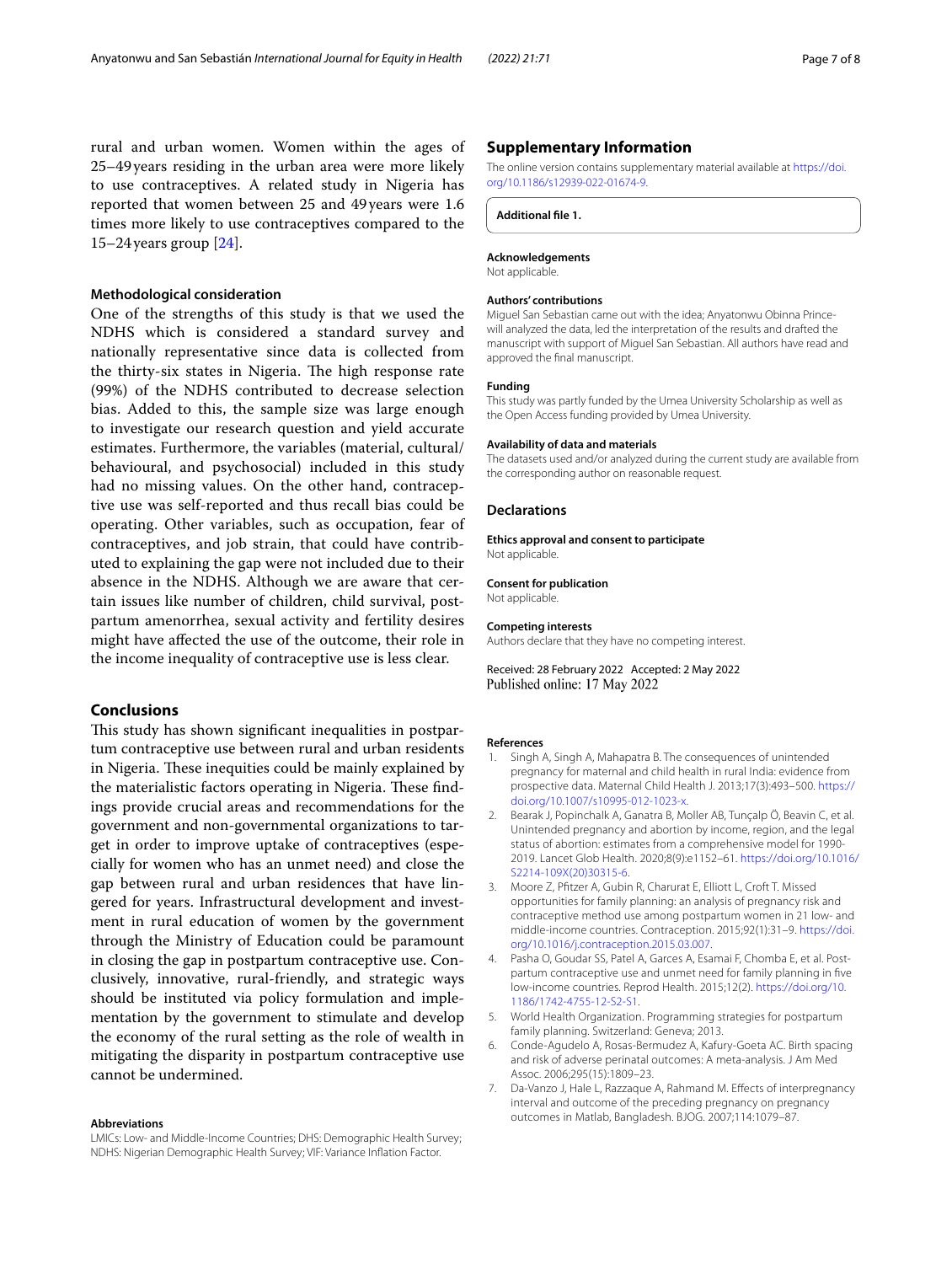rural and urban women. Women within the ages of 25–49 years residing in the urban area were more likely to use contraceptives. A related study in Nigeria has reported that women between 25 and 49 years were 1.6 times more likely to use contraceptives compared to the 15–24 years group [24].

### Methodological consideration

One of the strengths of this study is that we used the NDHS which is considered a standard survey and nationally representative since data is collected from the thirty-six states in Nigeria. The high response rate (99%) of the NDHS contributed to decrease selection bias. Added to this, the sample size was large enough to investigate our research question and yield accurate estimates. Furthermore, the variables (material, cultural/behavioural, and psychosocial) included in this study had no missing values. On the other hand, contraceptive use was self-reported and thus recall bias could be operating. Other variables, such as occupation, fear of contraceptives, and job strain, that could have contributed to explaining the gap were not included due to their absence in the NDHS. Although we are aware that certain issues like number of children, child survival, postpartum amenorrhea, sexual activity and fertility desires might have affected the use of the outcome, their role in the income inequality of contraceptive use is less clear.

## Conclusions

This study has shown significant inequalities in postpartum contraceptive use between rural and urban residents in Nigeria. These inequities could be mainly explained by the materialistic factors operating in Nigeria. These findings provide crucial areas and recommendations for the government and non-governmental organizations to target in order to improve uptake of contraceptives (especially for women who has an unmet need) and close the gap between rural and urban residences that have lingered for years. Infrastructural development and investment in rural education of women by the government through the Ministry of Education could be paramount in closing the gap in postpartum contraceptive use. Conclusively, innovative, rural-friendly, and strategic ways should be instituted via policy formulation and implementation by the government to stimulate and develop the economy of the rural setting as the role of wealth in mitigating the disparity in postpartum contraceptive use cannot be undermined.

#### Abbreviations

LMICs: Low- and Middle-Income Countries; DHS: Demographic Health Survey; NDHS: Nigerian Demographic Health Survey; VIF: Variance Inflation Factor.

## Supplementary Information

The online version contains supplementary material available at https://doi.org/10.1186/s12939-022-01674-9.

**Additional file 1.**

#### Acknowledgements

Not applicable.

#### Authors' contributions

Miguel San Sebastian came out with the idea; Anyatonwu Obinna Prince-will analyzed the data, led the interpretation of the results and drafted the manuscript with support of Miguel San Sebastian. All authors have read and approved the final manuscript.

#### Funding

This study was partly funded by the Umea University Scholarship as well as the Open Access funding provided by Umea University.

#### Availability of data and materials

The datasets used and/or analyzed during the current study are available from the corresponding author on reasonable request.

## Declarations

#### Ethics approval and consent to participate

Not applicable.

#### Consent for publication

Not applicable.

#### Competing interests

Authors declare that they have no competing interest.

Received: 28 February 2022 Accepted: 2 May 2022
Published online: 17 May 2022

#### References

1. Singh A, Singh A, Mahapatra B. The consequences of unintended pregnancy for maternal and child health in rural India: evidence from prospective data. Maternal Child Health J. 2013;17(3):493–500. https://doi.org/10.1007/s10995-012-1023-x.
2. Bearak J, Popinchalk A, Ganatra B, Moller AB, Tunçalp Ö, Beavin C, et al. Unintended pregnancy and abortion by income, region, and the legal status of abortion: estimates from a comprehensive model for 1990-2019. Lancet Glob Health. 2020;8(9):e1152–61. https://doi.org/10.1016/S2214-109X(20)30315-6.
3. Moore Z, Pfitzer A, Gubin R, Charurat E, Elliott L, Croft T. Missed opportunities for family planning: an analysis of pregnancy risk and contraceptive method use among postpartum women in 21 low- and middle-income countries. Contraception. 2015;92(1):31–9. https://doi.org/10.1016/j.contraception.2015.03.007.
4. Pasha O, Goudar SS, Patel A, Garces A, Esamai F, Chomba E, et al. Postpartum contraceptive use and unmet need for family planning in five low-income countries. Reprod Health. 2015;12(2). https://doi.org/10.1186/1742-4755-12-S2-S1.
5. World Health Organization. Programming strategies for postpartum family planning. Switzerland: Geneva; 2013.
6. Conde-Agudelo A, Rosas-Bermudez A, Kafury-Goeta AC. Birth spacing and risk of adverse perinatal outcomes: A meta-analysis. J Am Med Assoc. 2006;295(15):1809–23.
7. Da-Vanzo J, Hale L, Razzaque A, Rahmand M. Effects of interpregnancy interval and outcome of the preceding pregnancy on pregnancy outcomes in Matlab, Bangladesh. BJOG. 2007;114:1079–87.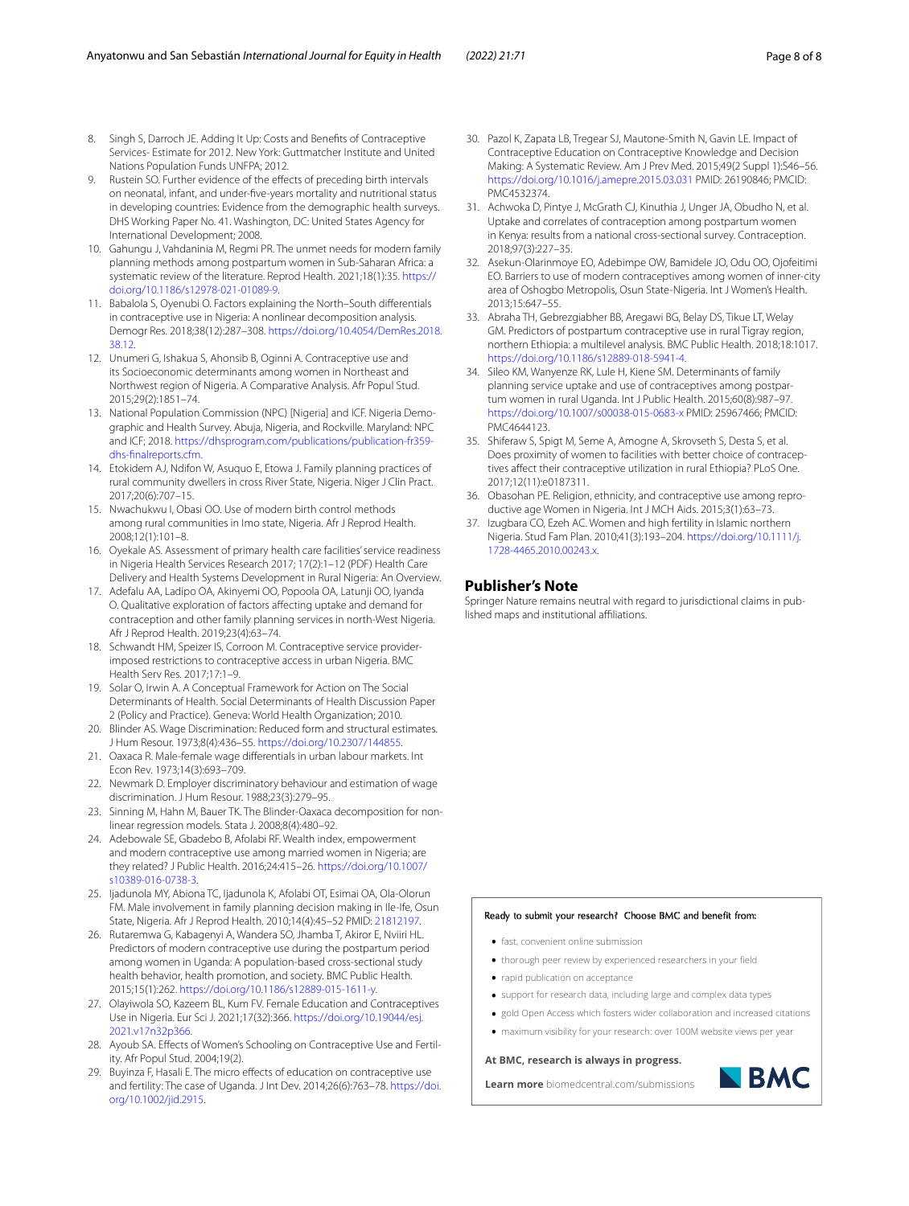8. Singh S, Darroch JE. Adding It Up: Costs and Benefits of Contraceptive Services- Estimate for 2012. New York: Guttmatcher Institute and United Nations Population Funds UNFPA; 2012.
9. Rustein SO. Further evidence of the effects of preceding birth intervals on neonatal, infant, and under-five-years mortality and nutritional status in developing countries: Evidence from the demographic health surveys. DHS Working Paper No. 41. Washington, DC: United States Agency for International Development; 2008.
10. Gahungu J, Vahdaninia M, Regmi PR. The unmet needs for modern family planning methods among postpartum women in Sub-Saharan Africa: a systematic review of the literature. Reprod Health. 2021;18(1):35. https://doi.org/10.1186/s12978-021-01089-9.
11. Babalola S, Oyenubi O. Factors explaining the North–South differentials in contraceptive use in Nigeria: A nonlinear decomposition analysis. Demogr Res. 2018;38(12):287–308. https://doi.org/10.4054/DemRes.2018.38.12.
12. Unumeri G, Ishakua S, Ahonsib B, Oginni A. Contraceptive use and its Socioeconomic determinants among women in Northeast and Northwest region of Nigeria. A Comparative Analysis. Afr Popul Stud. 2015;29(2):1851–74.
13. National Population Commission (NPC) [Nigeria] and ICF. Nigeria Demographic and Health Survey. Abuja, Nigeria, and Rockville. Maryland: NPC and ICF; 2018. https://dhsprogram.com/publications/publication-fr359-dhs-finalreports.cfm.
14. Etokidem AJ, Ndifon W, Asuquo E, Etowa J. Family planning practices of rural community dwellers in cross River State, Nigeria. Niger J Clin Pract. 2017;20(6):707–15.
15. Nwachukwu I, Obasi OO. Use of modern birth control methods among rural communities in Imo state, Nigeria. Afr J Reprod Health. 2008;12(1):101–8.
16. Oyekale AS. Assessment of primary health care facilities' service readiness in Nigeria Health Services Research 2017; 17(2):1–12 (PDF) Health Care Delivery and Health Systems Development in Rural Nigeria: An Overview.
17. Adefalu AA, Ladipo OA, Akinyemi OO, Popoola OA, Latunji OO, Iyanda O. Qualitative exploration of factors affecting uptake and demand for contraception and other family planning services in north-West Nigeria. Afr J Reprod Health. 2019;23(4):63–74.
18. Schwandt HM, Speizer IS, Corroon M. Contraceptive service provider-imposed restrictions to contraceptive access in urban Nigeria. BMC Health Serv Res. 2017;17:1–9.
19. Solar O, Irwin A. A Conceptual Framework for Action on The Social Determinants of Health. Social Determinants of Health Discussion Paper 2 (Policy and Practice). Geneva: World Health Organization; 2010.
20. Blinder AS. Wage Discrimination: Reduced form and structural estimates. J Hum Resour. 1973;8(4):436–55. https://doi.org/10.2307/144855.
21. Oaxaca R. Male-female wage differentials in urban labour markets. Int Econ Rev. 1973;14(3):693–709.
22. Newmark D. Employer discriminatory behaviour and estimation of wage discrimination. J Hum Resour. 1988;23(3):279–95.
23. Sinning M, Hahn M, Bauer TK. The Blinder-Oaxaca decomposition for nonlinear regression models. Stata J. 2008;8(4):480–92.
24. Adebowale SE, Gbadebo B, Afolabi RF. Wealth index, empowerment and modern contraceptive use among married women in Nigeria; are they related? J Public Health. 2016;24:415–26. https://doi.org/10.1007/s10389-016-0738-3.
25. Ijadunola MY, Abiona TC, Ijadunola K, Afolabi OT, Esimai OA, Ola-Olorun FM. Male involvement in family planning decision making in Ile-Ife, Osun State, Nigeria. Afr J Reprod Health. 2010;14(4):45–52 PMID: 21812197.
26. Rutaremwa G, Kabagenyi A, Wandera SO, Jhamba T, Akiror E, Nviiri HL. Predictors of modern contraceptive use during the postpartum period among women in Uganda: A population-based cross-sectional study health behavior, health promotion, and society. BMC Public Health. 2015;15(1):262. https://doi.org/10.1186/s12889-015-1611-y.
27. Olayiwola SO, Kazeem BL, Kum FV. Female Education and Contraceptives Use in Nigeria. Eur Sci J. 2021;17(32):366. https://doi.org/10.19044/esj.2021.v17n32p366.
28. Ayoub SA. Effects of Women's Schooling on Contraceptive Use and Fertility. Afr Popul Stud. 2004;19(2).
29. Buyinza F, Hasali E. The micro effects of education on contraceptive use and fertility: The case of Uganda. J Int Dev. 2014;26(6):763–78. https://doi.org/10.1002/jid.2915.
30. Pazol K, Zapata LB, Tregear SJ, Mautone-Smith N, Gavin LE. Impact of Contraceptive Education on Contraceptive Knowledge and Decision Making: A Systematic Review. Am J Prev Med. 2015;49(2 Suppl 1):S46–56. https://doi.org/10.1016/j.amepre.2015.03.031 PMID: 26190846; PMCID: PMC4532374.
31. Achwoka D, Pintye J, McGrath CJ, Kinuthia J, Unger JA, Obudho N, et al. Uptake and correlates of contraception among postpartum women in Kenya: results from a national cross-sectional survey. Contraception. 2018;97(3):227–35.
32. Asekun-Olarinmoye EO, Adebimpe OW, Bamidele JO, Odu OO, Ojofeitimi EO. Barriers to use of modern contraceptives among women of inner-city area of Oshogbo Metropolis, Osun State-Nigeria. Int J Women's Health. 2013;15:647–55.
33. Abraha TH, Gebrezgiabher BB, Aregawi BG, Belay DS, Tikue LT, Welay GM. Predictors of postpartum contraceptive use in rural Tigray region, northern Ethiopia: a multilevel analysis. BMC Public Health. 2018;18:1017. https://doi.org/10.1186/s12889-018-5941-4.
34. Sileo KM, Wanyenze RK, Lule H, Kiene SM. Determinants of family planning service uptake and use of contraceptives among postpartum women in rural Uganda. Int J Public Health. 2015;60(8):987–97. https://doi.org/10.1007/s00038-015-0683-x PMID: 25967466; PMCID: PMC4644123.
35. Shiferaw S, Spigt M, Seme A, Amogne A, Skrovseth S, Desta S, et al. Does proximity of women to facilities with better choice of contraceptives affect their contraceptive utilization in rural Ethiopia? PLoS One. 2017;12(11):e0187311.
36. Obasohan PE. Religion, ethnicity, and contraceptive use among reproductive age Women in Nigeria. Int J MCH Aids. 2015;3(1):63–73.
37. Izugbara CO, Ezeh AC. Women and high fertility in Islamic northern Nigeria. Stud Fam Plan. 2010;41(3):193–204. https://doi.org/10.1111/j.1728-4465.2010.00243.x.

## Publisher's Note

Springer Nature remains neutral with regard to jurisdictional claims in published maps and institutional affiliations.

Ready to submit your research? Choose BMC and benefit from:

- fast, convenient online submission
- thorough peer review by experienced researchers in your field
- rapid publication on acceptance
- support for research data, including large and complex data types
- gold Open Access which fosters wider collaboration and increased citations
- maximum visibility for your research: over 100M website views per year

**At BMC, research is always in progress.**

**Learn more** biomedcentral.com/submissions

BMC